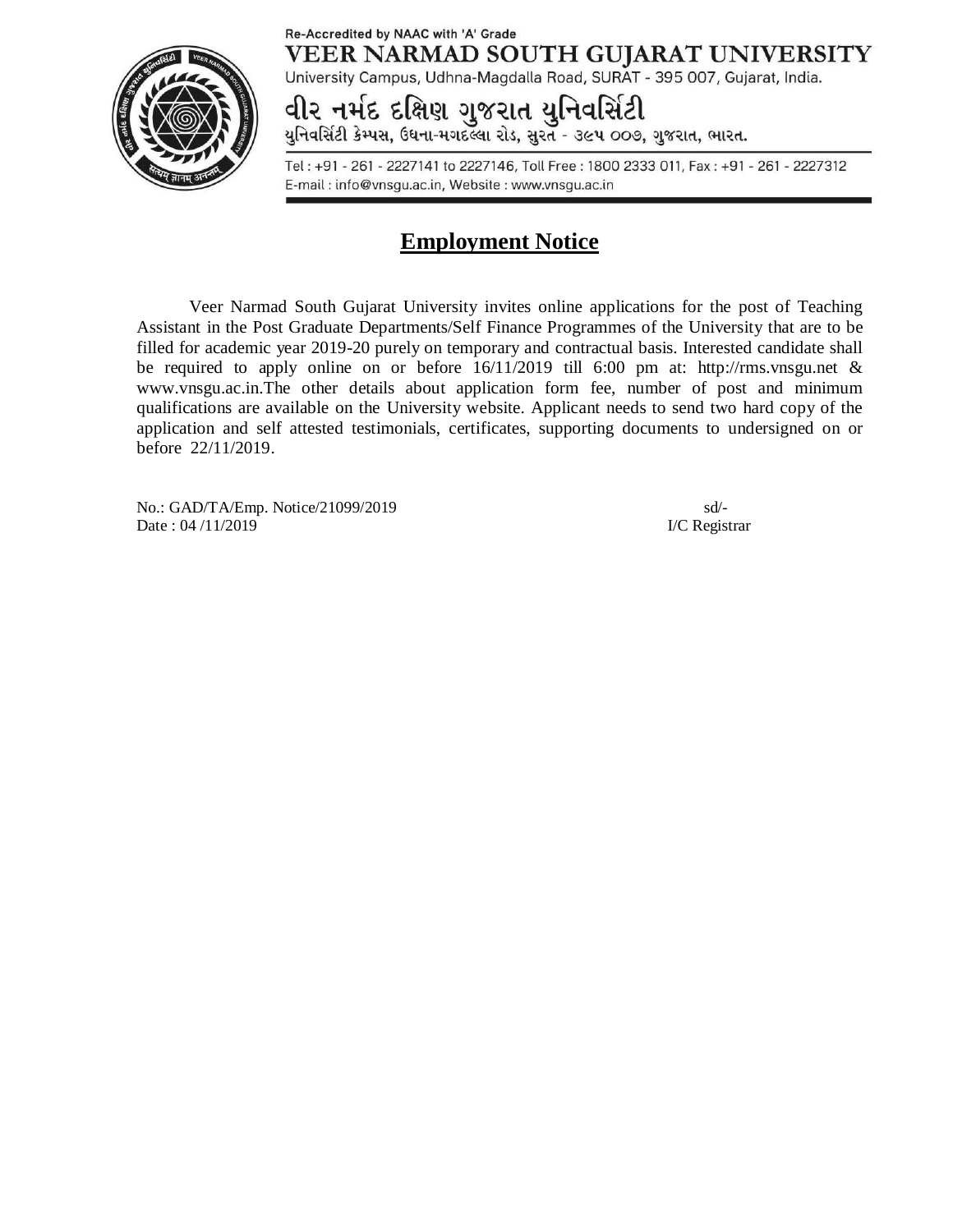Re-Accredited by NAAC with 'A' Grade

# VEER NARMAD SOUTH GUJARAT UNIVERSITY

University Campus, Udhna-Magdalla Road, SURAT - 395 007, Gujarat, India.

# વીર નર્મદ દક્ષિણ ગુજરાત યુનિવર્સિટી

યુનિવર્સિટી કેમ્પસ, ઉધના-મગદલ્લા રોડ, સુરત - ૩૯૫ ૦૦૭, ગુજરાત, ભારત.

Tel : +91 - 261 - 2227141 to 2227146, Toll Free : 1800 2333 011, Fax : +91 - 261 - 2227312
E-mail : info@vnsgu.ac.in, Website : www.vnsgu.ac.in

## Employment Notice

Veer Narmad South Gujarat University invites online applications for the post of Teaching Assistant in the Post Graduate Departments/Self Finance Programmes of the University that are to be filled for academic year 2019-20 purely on temporary and contractual basis. Interested candidate shall be required to apply online on or before 16/11/2019 till 6:00 pm at: http://rms.vnsgu.net & www.vnsgu.ac.in.The other details about application form fee, number of post and minimum qualifications are available on the University website. Applicant needs to send two hard copy of the application and self attested testimonials, certificates, supporting documents to undersigned on or before 22/11/2019.

No.: GAD/TA/Emp. Notice/21099/2019
Date : 04 /11/2019

sd/-
I/C Registrar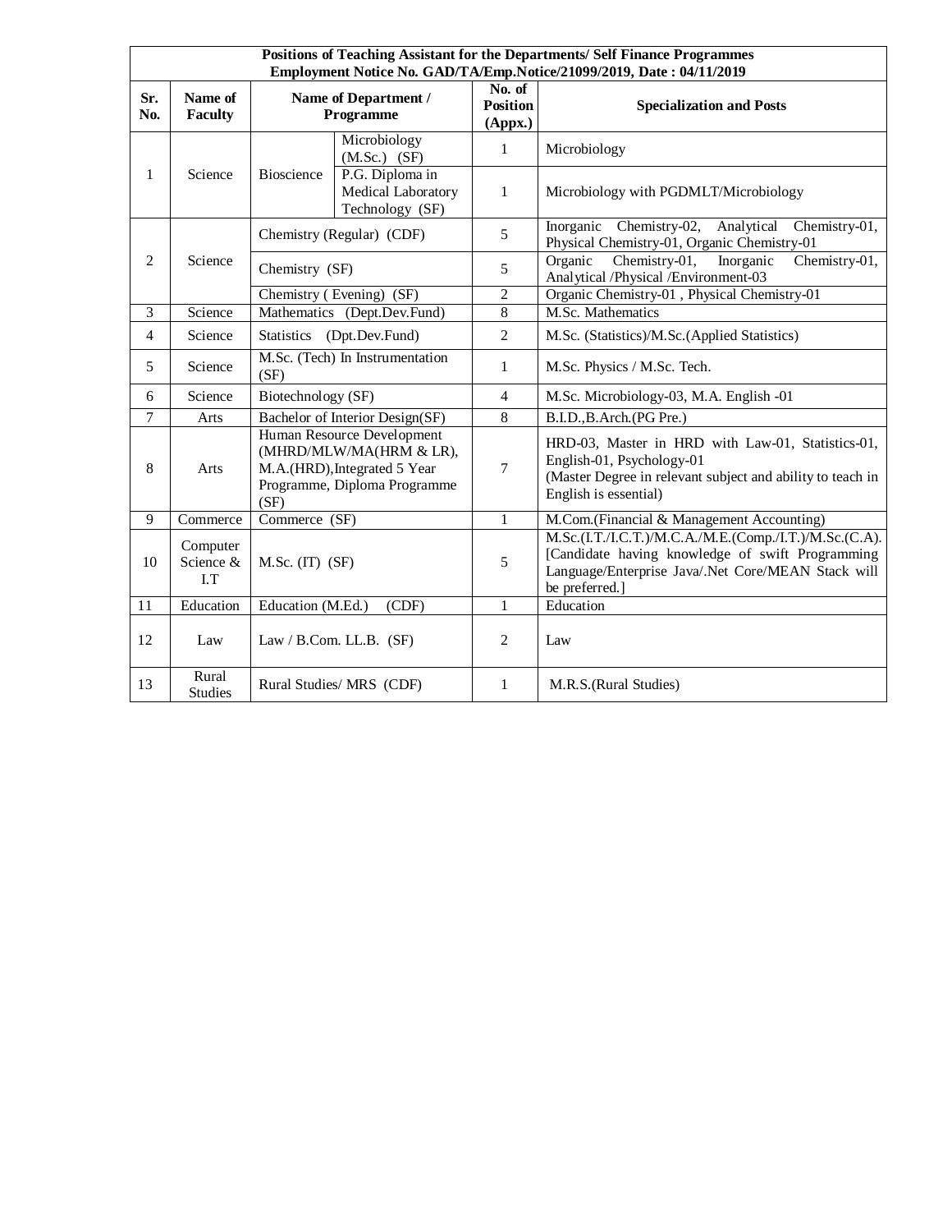**Positions of Teaching Assistant for the Departments/ Self Finance Programmes**
**Employment Notice No. GAD/TA/Emp.Notice/21099/2019, Date : 04/11/2019**

| Sr. No. | Name of Faculty | Name of Department / Programme | | No. of Position (Appx.) | Specialization and Posts |
|---|---|---|---|---|---|
| 1 | Science | Bioscience | Microbiology (M.Sc.) (SF) | 1 | Microbiology |
| | | | P.G. Diploma in Medical Laboratory Technology (SF) | 1 | Microbiology with PGDMLT/Microbiology |
| 2 | Science | Chemistry (Regular) (CDF) | | 5 | Inorganic Chemistry-02, Analytical Chemistry-01, Physical Chemistry-01, Organic Chemistry-01 |
| | | Chemistry (SF) | | 5 | Organic Chemistry-01, Inorganic Chemistry-01, Analytical /Physical /Environment-03 |
| | | Chemistry ( Evening) (SF) | | 2 | Organic Chemistry-01 , Physical Chemistry-01 |
| 3 | Science | Mathematics (Dept.Dev.Fund) | | 8 | M.Sc. Mathematics |
| 4 | Science | Statistics (Dpt.Dev.Fund) | | 2 | M.Sc. (Statistics)/M.Sc.(Applied Statistics) |
| 5 | Science | M.Sc. (Tech) In Instrumentation (SF) | | 1 | M.Sc. Physics / M.Sc. Tech. |
| 6 | Science | Biotechnology (SF) | | 4 | M.Sc. Microbiology-03, M.A. English -01 |
| 7 | Arts | Bachelor of Interior Design(SF) | | 8 | B.I.D.,B.Arch.(PG Pre.) |
| 8 | Arts | Human Resource Development (MHRD/MLW/MA(HRM & LR), M.A.(HRD),Integrated 5 Year Programme, Diploma Programme (SF) | | 7 | HRD-03, Master in HRD with Law-01, Statistics-01, English-01, Psychology-01 (Master Degree in relevant subject and ability to teach in English is essential) |
| 9 | Commerce | Commerce (SF) | | 1 | M.Com.(Financial & Management Accounting) |
| 10 | Computer Science & I.T | M.Sc. (IT) (SF) | | 5 | M.Sc.(I.T./I.C.T.)/M.C.A./M.E.(Comp./I.T.)/M.Sc.(C.A). [Candidate having knowledge of swift Programming Language/Enterprise Java/.Net Core/MEAN Stack will be preferred.] |
| 11 | Education | Education (M.Ed.) (CDF) | | 1 | Education |
| 12 | Law | Law / B.Com. LL.B. (SF) | | 2 | Law |
| 13 | Rural Studies | Rural Studies/ MRS (CDF) | | 1 | M.R.S.(Rural Studies) |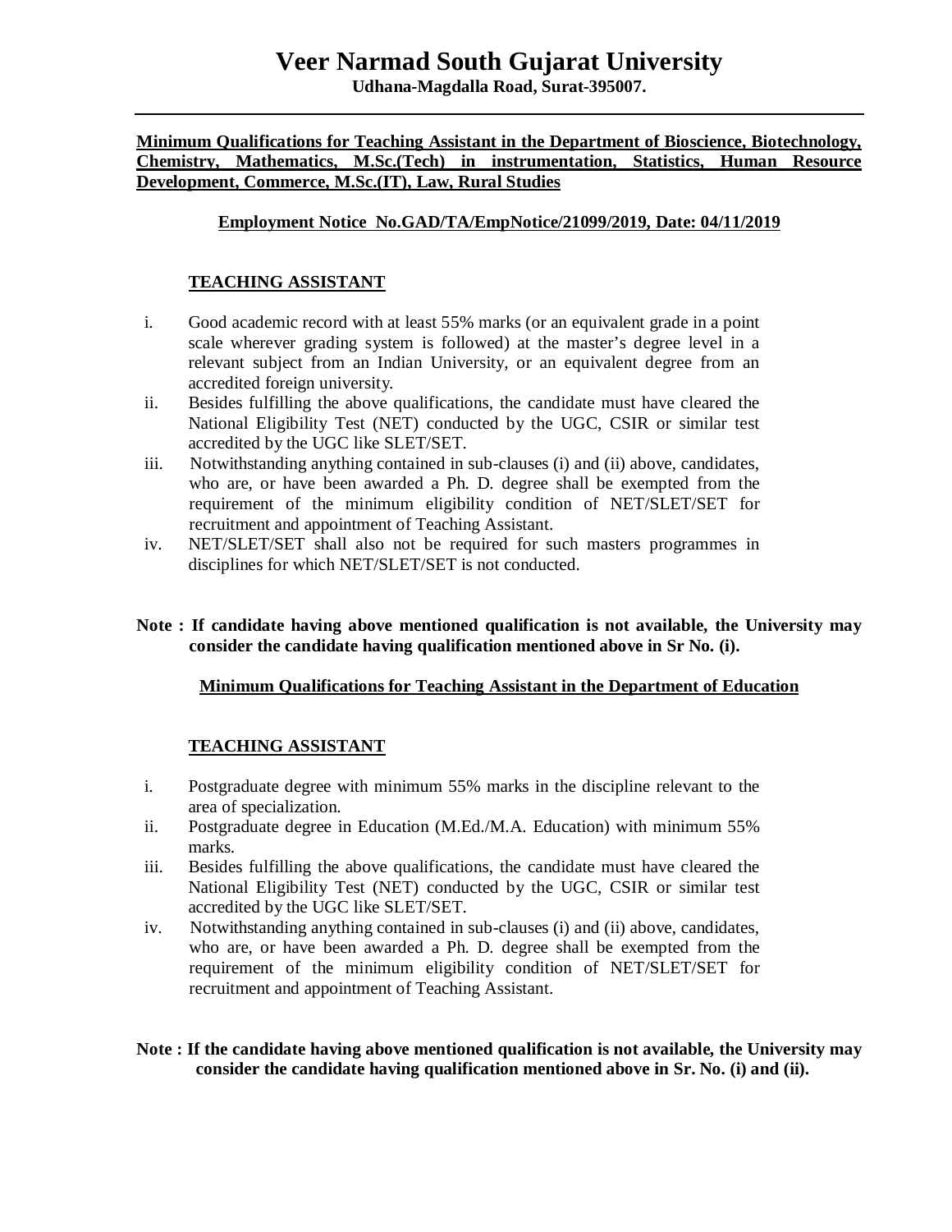# Veer Narmad South Gujarat University

**Udhana-Magdalla Road, Surat-395007.**

**Minimum Qualifications for Teaching Assistant in the Department of Bioscience, Biotechnology, Chemistry, Mathematics, M.Sc.(Tech) in instrumentation, Statistics, Human Resource Development, Commerce, M.Sc.(IT), Law, Rural Studies**

**Employment Notice No.GAD/TA/EmpNotice/21099/2019, Date: 04/11/2019**

## TEACHING ASSISTANT

i. Good academic record with at least 55% marks (or an equivalent grade in a point scale wherever grading system is followed) at the master's degree level in a relevant subject from an Indian University, or an equivalent degree from an accredited foreign university.

ii. Besides fulfilling the above qualifications, the candidate must have cleared the National Eligibility Test (NET) conducted by the UGC, CSIR or similar test accredited by the UGC like SLET/SET.

iii. Notwithstanding anything contained in sub-clauses (i) and (ii) above, candidates, who are, or have been awarded a Ph. D. degree shall be exempted from the requirement of the minimum eligibility condition of NET/SLET/SET for recruitment and appointment of Teaching Assistant.

iv. NET/SLET/SET shall also not be required for such masters programmes in disciplines for which NET/SLET/SET is not conducted.

**Note : If candidate having above mentioned qualification is not available, the University may consider the candidate having qualification mentioned above in Sr No. (i).**

**Minimum Qualifications for Teaching Assistant in the Department of Education**

## TEACHING ASSISTANT

i. Postgraduate degree with minimum 55% marks in the discipline relevant to the area of specialization.

ii. Postgraduate degree in Education (M.Ed./M.A. Education) with minimum 55% marks.

iii. Besides fulfilling the above qualifications, the candidate must have cleared the National Eligibility Test (NET) conducted by the UGC, CSIR or similar test accredited by the UGC like SLET/SET.

iv. Notwithstanding anything contained in sub-clauses (i) and (ii) above, candidates, who are, or have been awarded a Ph. D. degree shall be exempted from the requirement of the minimum eligibility condition of NET/SLET/SET for recruitment and appointment of Teaching Assistant.

**Note : If the candidate having above mentioned qualification is not available, the University may consider the candidate having qualification mentioned above in Sr. No. (i) and (ii).**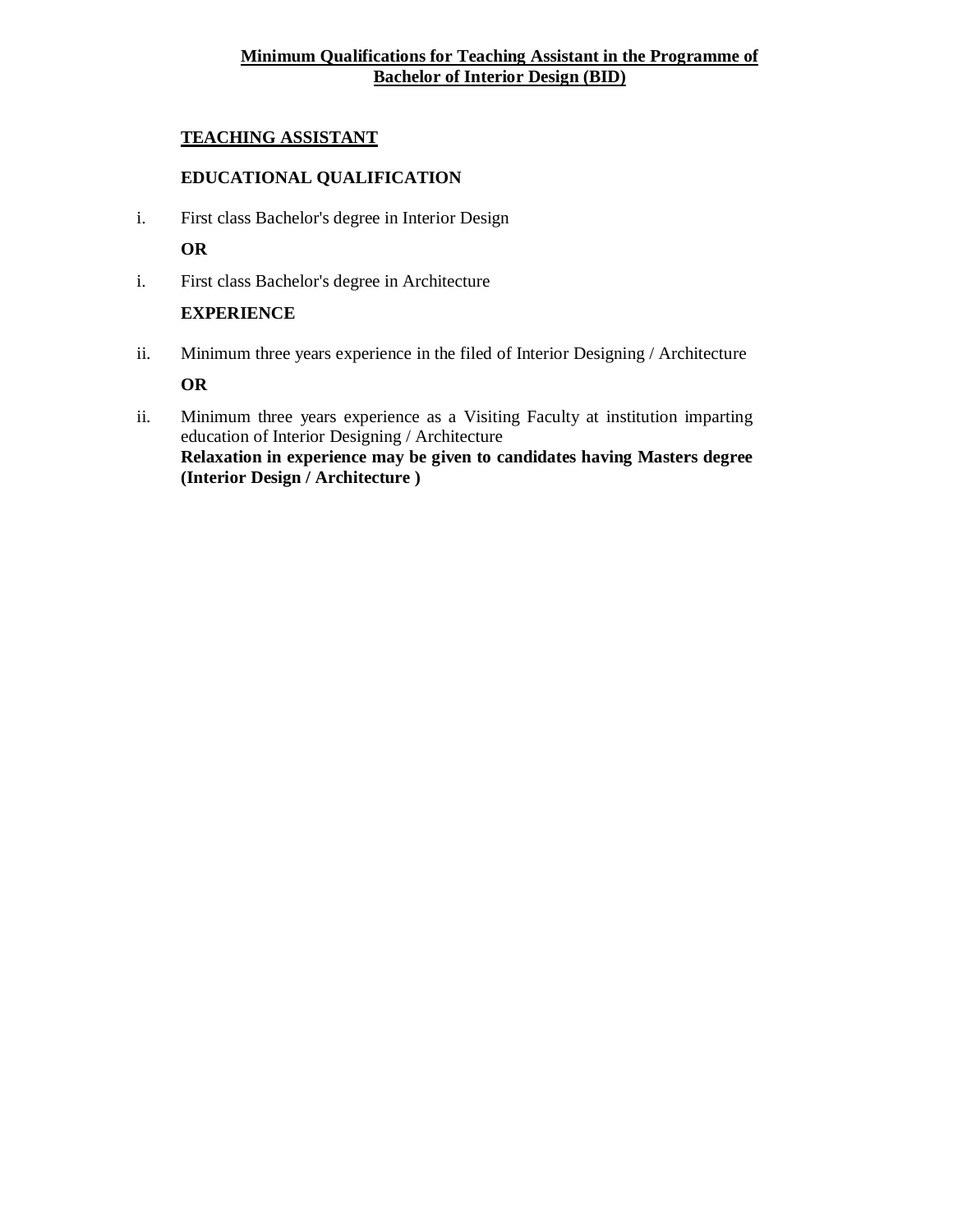**Minimum Qualifications for Teaching Assistant in the Programme of Bachelor of Interior Design (BID)**

**TEACHING ASSISTANT**

**EDUCATIONAL QUALIFICATION**

i. First class Bachelor's degree in Interior Design

**OR**

i. First class Bachelor's degree in Architecture

**EXPERIENCE**

ii. Minimum three years experience in the filed of Interior Designing / Architecture

**OR**

ii. Minimum three years experience as a Visiting Faculty at institution imparting education of Interior Designing / Architecture
**Relaxation in experience may be given to candidates having Masters degree (Interior Design / Architecture )**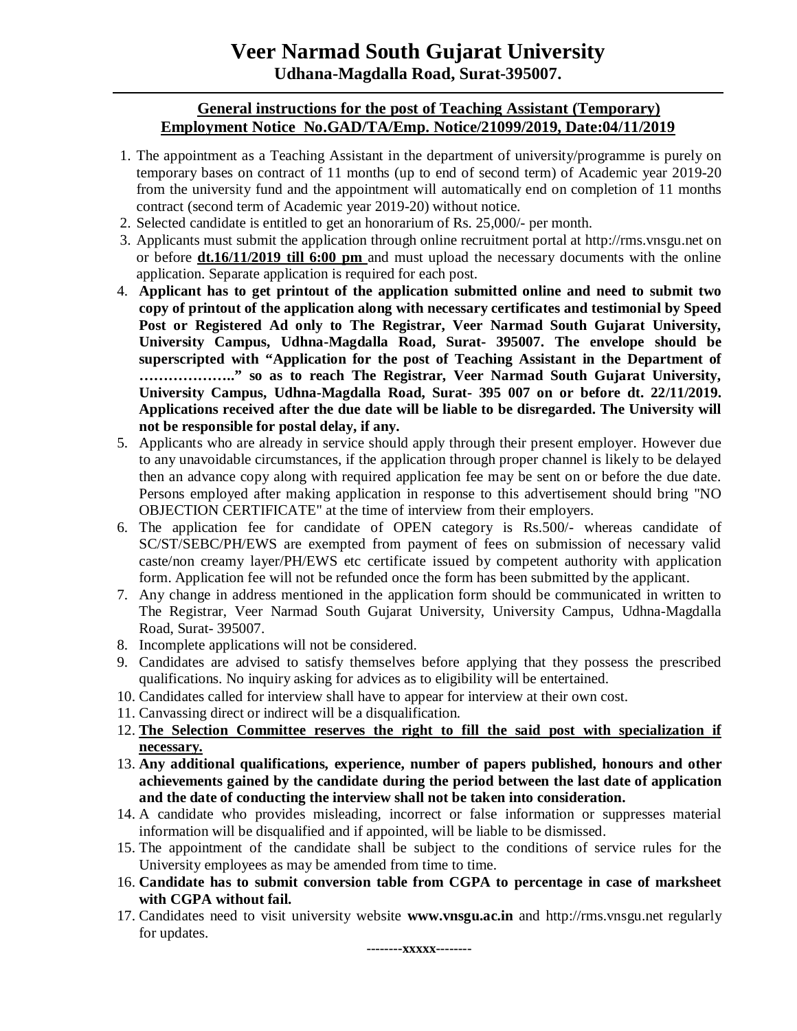# Veer Narmad South Gujarat University
## Udhana-Magdalla Road, Surat-395007.

---

### General instructions for the post of Teaching Assistant (Temporary)
### Employment Notice No.GAD/TA/Emp. Notice/21099/2019, Date:04/11/2019

1. The appointment as a Teaching Assistant in the department of university/programme is purely on temporary bases on contract of 11 months (up to end of second term) of Academic year 2019-20 from the university fund and the appointment will automatically end on completion of 11 months contract (second term of Academic year 2019-20) without notice.
2. Selected candidate is entitled to get an honorarium of Rs. 25,000/- per month.
3. Applicants must submit the application through online recruitment portal at http://rms.vnsgu.net on or before **dt.16/11/2019 till 6:00 pm** and must upload the necessary documents with the online application. Separate application is required for each post.
4. **Applicant has to get printout of the application submitted online and need to submit two copy of printout of the application along with necessary certificates and testimonial by Speed Post or Registered Ad only to The Registrar, Veer Narmad South Gujarat University, University Campus, Udhna-Magdalla Road, Surat- 395007. The envelope should be superscripted with "Application for the post of Teaching Assistant in the Department of ………………." so as to reach The Registrar, Veer Narmad South Gujarat University, University Campus, Udhna-Magdalla Road, Surat- 395 007 on or before dt. 22/11/2019. Applications received after the due date will be liable to be disregarded. The University will not be responsible for postal delay, if any.**
5. Applicants who are already in service should apply through their present employer. However due to any unavoidable circumstances, if the application through proper channel is likely to be delayed then an advance copy along with required application fee may be sent on or before the due date. Persons employed after making application in response to this advertisement should bring "NO OBJECTION CERTIFICATE" at the time of interview from their employers.
6. The application fee for candidate of OPEN category is Rs.500/- whereas candidate of SC/ST/SEBC/PH/EWS are exempted from payment of fees on submission of necessary valid caste/non creamy layer/PH/EWS etc certificate issued by competent authority with application form. Application fee will not be refunded once the form has been submitted by the applicant.
7. Any change in address mentioned in the application form should be communicated in written to The Registrar, Veer Narmad South Gujarat University, University Campus, Udhna-Magdalla Road, Surat- 395007.
8. Incomplete applications will not be considered.
9. Candidates are advised to satisfy themselves before applying that they possess the prescribed qualifications. No inquiry asking for advices as to eligibility will be entertained.
10. Candidates called for interview shall have to appear for interview at their own cost.
11. Canvassing direct or indirect will be a disqualification.
12. **The Selection Committee reserves the right to fill the said post with specialization if necessary.**
13. **Any additional qualifications, experience, number of papers published, honours and other achievements gained by the candidate during the period between the last date of application and the date of conducting the interview shall not be taken into consideration.**
14. A candidate who provides misleading, incorrect or false information or suppresses material information will be disqualified and if appointed, will be liable to be dismissed.
15. The appointment of the candidate shall be subject to the conditions of service rules for the University employees as may be amended from time to time.
16. **Candidate has to submit conversion table from CGPA to percentage in case of marksheet with CGPA without fail.**
17. Candidates need to visit university website **www.vnsgu.ac.in** and http://rms.vnsgu.net regularly for updates.

--------xxxxx--------